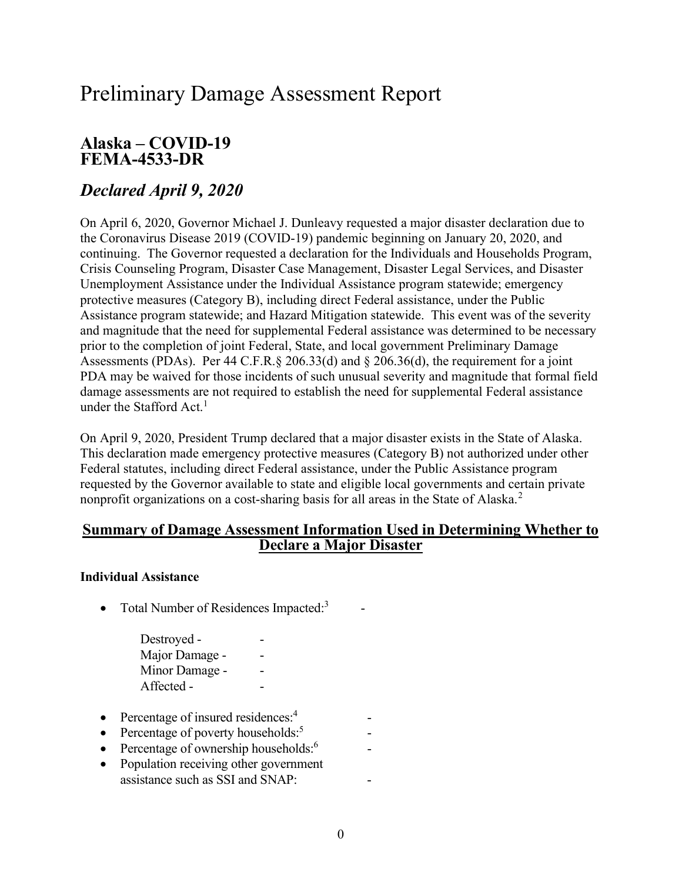# Preliminary Damage Assessment Report

## Alaska – COVID-19
## FEMA-4533-DR

## *Declared April 9, 2020*

On April 6, 2020, Governor Michael J. Dunleavy requested a major disaster declaration due to the Coronavirus Disease 2019 (COVID-19) pandemic beginning on January 20, 2020, and continuing. The Governor requested a declaration for the Individuals and Households Program, Crisis Counseling Program, Disaster Case Management, Disaster Legal Services, and Disaster Unemployment Assistance under the Individual Assistance program statewide; emergency protective measures (Category B), including direct Federal assistance, under the Public Assistance program statewide; and Hazard Mitigation statewide. This event was of the severity and magnitude that the need for supplemental Federal assistance was determined to be necessary prior to the completion of joint Federal, State, and local government Preliminary Damage Assessments (PDAs). Per 44 C.F.R.§ 206.33(d) and § 206.36(d), the requirement for a joint PDA may be waived for those incidents of such unusual severity and magnitude that formal field damage assessments are not required to establish the need for supplemental Federal assistance under the Stafford Act.[1]

On April 9, 2020, President Trump declared that a major disaster exists in the State of Alaska. This declaration made emergency protective measures (Category B) not authorized under other Federal statutes, including direct Federal assistance, under the Public Assistance program requested by the Governor available to state and eligible local governments and certain private nonprofit organizations on a cost-sharing basis for all areas in the State of Alaska.[2]

## Summary of Damage Assessment Information Used in Determining Whether to Declare a Major Disaster

**Individual Assistance**

- Total Number of Residences Impacted:[3] -

  Destroyed - -
  Major Damage - -
  Minor Damage - -
  Affected - -

- Percentage of insured residences:[4] -
- Percentage of poverty households:[5] -
- Percentage of ownership households:[6] -
- Population receiving other government assistance such as SSI and SNAP: -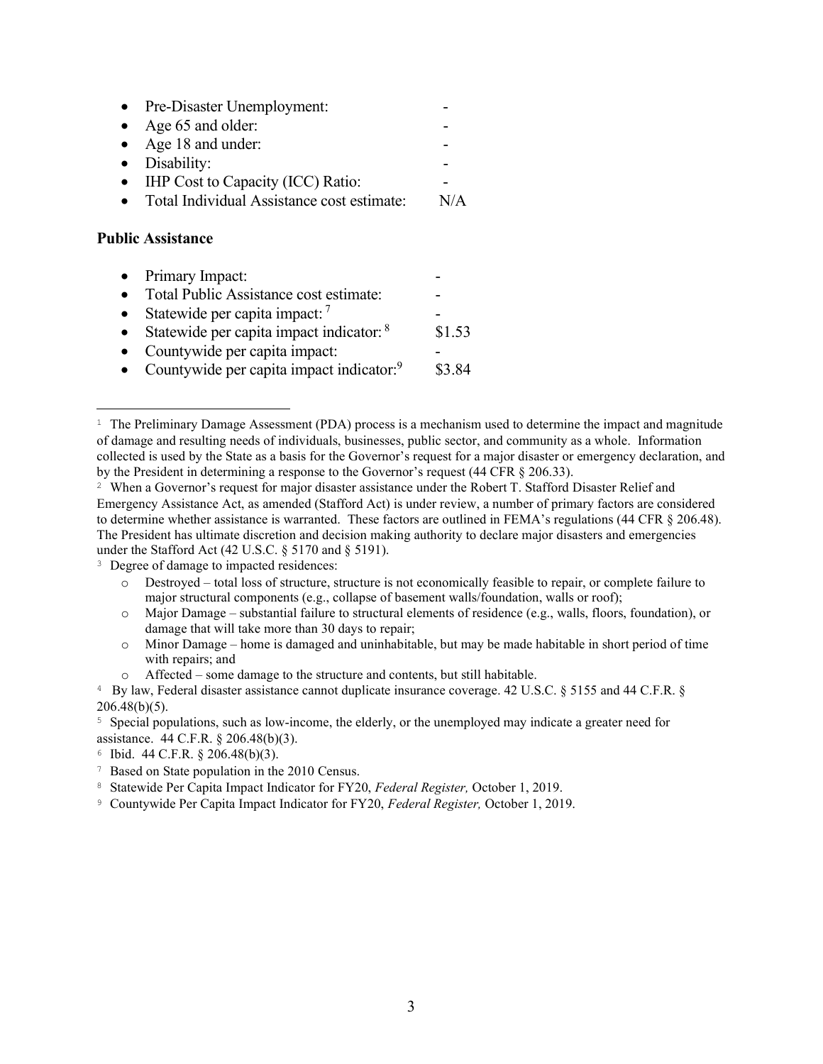- Pre-Disaster Unemployment: -
- Age 65 and older: -
- Age 18 and under: -
- Disability: -
- IHP Cost to Capacity (ICC) Ratio: -
- Total Individual Assistance cost estimate: N/A

**Public Assistance**

- Primary Impact: -
- Total Public Assistance cost estimate: -
- Statewide per capita impact: [7] -
- Statewide per capita impact indicator: [8] $1.53
- Countywide per capita impact: -
- Countywide per capita impact indicator:[9] $3.84

---

[1] The Preliminary Damage Assessment (PDA) process is a mechanism used to determine the impact and magnitude of damage and resulting needs of individuals, businesses, public sector, and community as a whole. Information collected is used by the State as a basis for the Governor's request for a major disaster or emergency declaration, and by the President in determining a response to the Governor's request (44 CFR § 206.33).

[2] When a Governor's request for major disaster assistance under the Robert T. Stafford Disaster Relief and Emergency Assistance Act, as amended (Stafford Act) is under review, a number of primary factors are considered to determine whether assistance is warranted. These factors are outlined in FEMA's regulations (44 CFR § 206.48). The President has ultimate discretion and decision making authority to declare major disasters and emergencies under the Stafford Act (42 U.S.C. § 5170 and § 5191).

[3] Degree of damage to impacted residences:

- Destroyed – total loss of structure, structure is not economically feasible to repair, or complete failure to major structural components (e.g., collapse of basement walls/foundation, walls or roof);
- Major Damage – substantial failure to structural elements of residence (e.g., walls, floors, foundation), or damage that will take more than 30 days to repair;
- Minor Damage – home is damaged and uninhabitable, but may be made habitable in short period of time with repairs; and
- Affected – some damage to the structure and contents, but still habitable.

[4] By law, Federal disaster assistance cannot duplicate insurance coverage. 42 U.S.C. § 5155 and 44 C.F.R. § 206.48(b)(5).

[5] Special populations, such as low-income, the elderly, or the unemployed may indicate a greater need for assistance. 44 C.F.R. § 206.48(b)(3).

[6] Ibid. 44 C.F.R. § 206.48(b)(3).

[7] Based on State population in the 2010 Census.

[8] Statewide Per Capita Impact Indicator for FY20, *Federal Register,* October 1, 2019.

[9] Countywide Per Capita Impact Indicator for FY20, *Federal Register,* October 1, 2019.